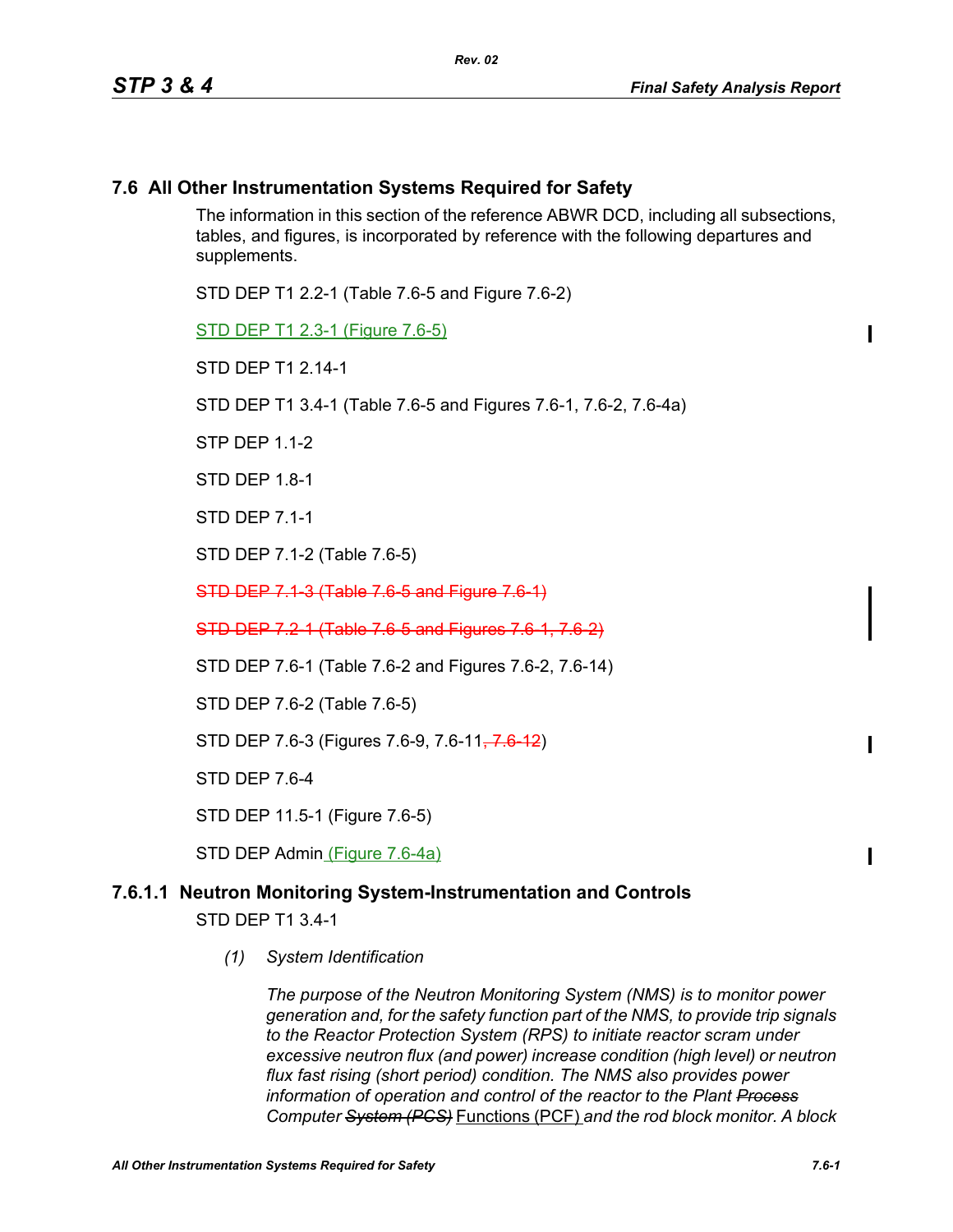## 7.6 All Other Instrumentation Systems Required for Safety

The information in this section of the reference ABWR DCD, including all subsections, tables, and figures, is incorporated by reference with the following departures and supplements.

STD DEP T1 2.2-1 (Table 7.6-5 and Figure 7.6-2)

STD DEP T1 2.3-1 (Figure 7.6-5)

STD DEP T1 2.14-1

STD DEP T1 3.4-1 (Table 7.6-5 and Figures 7.6-1, 7.6-2, 7.6-4a)

STP DEP 1.1-2

STD DEP 1.8-1

STD DEP 7.1-1

STD DEP 7.1-2 (Table 7.6-5)

~~STD DEP 7.1-3 (Table 7.6-5 and Figure 7.6-1)~~

~~STD DEP 7.2-1 (Table 7.6-5 and Figures 7.6-1, 7.6-2)~~

STD DEP 7.6-1 (Table 7.6-2 and Figures 7.6-2, 7.6-14)

STD DEP 7.6-2 (Table 7.6-5)

STD DEP 7.6-3 (Figures 7.6-9, 7.6-11~~, 7.6-12~~)

STD DEP 7.6-4

STD DEP 11.5-1 (Figure 7.6-5)

STD DEP Admin (Figure 7.6-4a)

### 7.6.1.1 Neutron Monitoring System-Instrumentation and Controls

STD DEP T1 3.4-1

*(1) System Identification*

*The purpose of the Neutron Monitoring System (NMS) is to monitor power generation and, for the safety function part of the NMS, to provide trip signals to the Reactor Protection System (RPS) to initiate reactor scram under excessive neutron flux (and power) increase condition (high level) or neutron flux fast rising (short period) condition. The NMS also provides power information of operation and control of the reactor to the Plant ~~Process~~ Computer ~~System (PCS)~~* Functions (PCF) *and the rod block monitor. A block*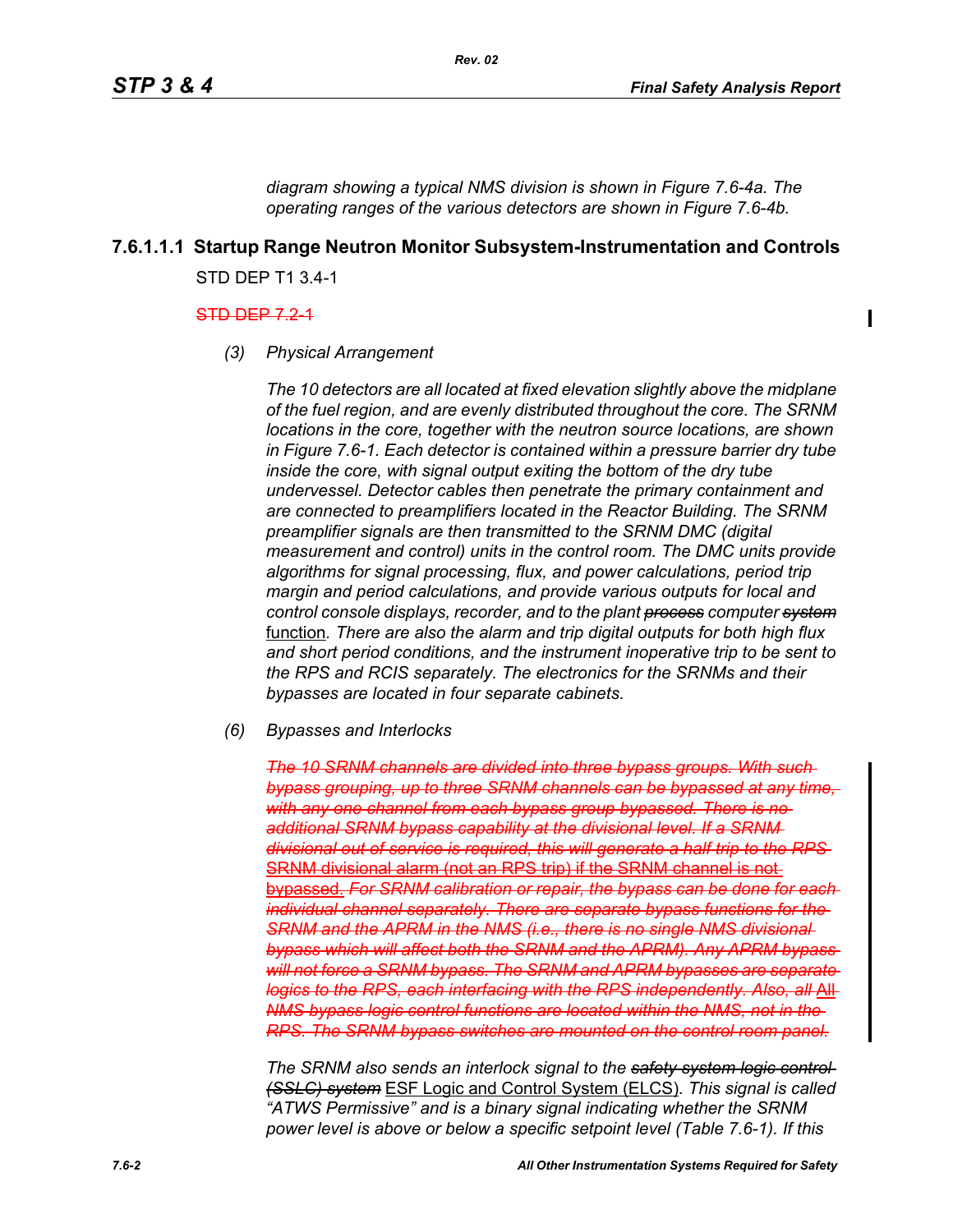*diagram showing a typical NMS division is shown in Figure 7.6-4a. The operating ranges of the various detectors are shown in Figure 7.6-4b.*

### 7.6.1.1.1 Startup Range Neutron Monitor Subsystem-Instrumentation and Controls

STD DEP T1 3.4-1

~~STD DEP 7.2-1~~

*(3) Physical Arrangement*

*The 10 detectors are all located at fixed elevation slightly above the midplane of the fuel region, and are evenly distributed throughout the core. The SRNM locations in the core, together with the neutron source locations, are shown in Figure 7.6-1. Each detector is contained within a pressure barrier dry tube inside the core, with signal output exiting the bottom of the dry tube undervessel. Detector cables then penetrate the primary containment and are connected to preamplifiers located in the Reactor Building. The SRNM preamplifier signals are then transmitted to the SRNM DMC (digital measurement and control) units in the control room. The DMC units provide algorithms for signal processing, flux, and power calculations, period trip margin and period calculations, and provide various outputs for local and control console displays, recorder, and to the plant ~~process~~ computer ~~system~~* <u>function</u>*. There are also the alarm and trip digital outputs for both high flux and short period conditions, and the instrument inoperative trip to be sent to the RPS and RCIS separately. The electronics for the SRNMs and their bypasses are located in four separate cabinets.*

*(6) Bypasses and Interlocks*

~~*The 10 SRNM channels are divided into three bypass groups. With such bypass grouping, up to three SRNM channels can be bypassed at any time, with any one channel from each bypass group bypassed. There is no additional SRNM bypass capability at the divisional level. If a SRNM divisional out of service is required, this will generate a half trip to the RPS*~~ ~~SRNM divisional alarm (not an RPS trip) if the SRNM channel is not bypassed.~~ ~~*For SRNM calibration or repair, the bypass can be done for each individual channel separately. There are separate bypass functions for the SRNM and the APRM in the NMS (i.e., there is no single NMS divisional bypass which will affect both the SRNM and the APRM). Any APRM bypass will not force a SRNM bypass. The SRNM and APRM bypasses are separate logics to the RPS, each interfacing with the RPS independently. Also, all*~~ ~~All~~ ~~*NMS bypass logic control functions are located within the NMS, not in the RPS. The SRNM bypass switches are mounted on the control room panel.*~~

*The SRNM also sends an interlock signal to the ~~safety system logic control (SSLC) system~~* <u>ESF Logic and Control System (ELCS)</u>*. This signal is called "ATWS Permissive" and is a binary signal indicating whether the SRNM power level is above or below a specific setpoint level (Table 7.6-1). If this*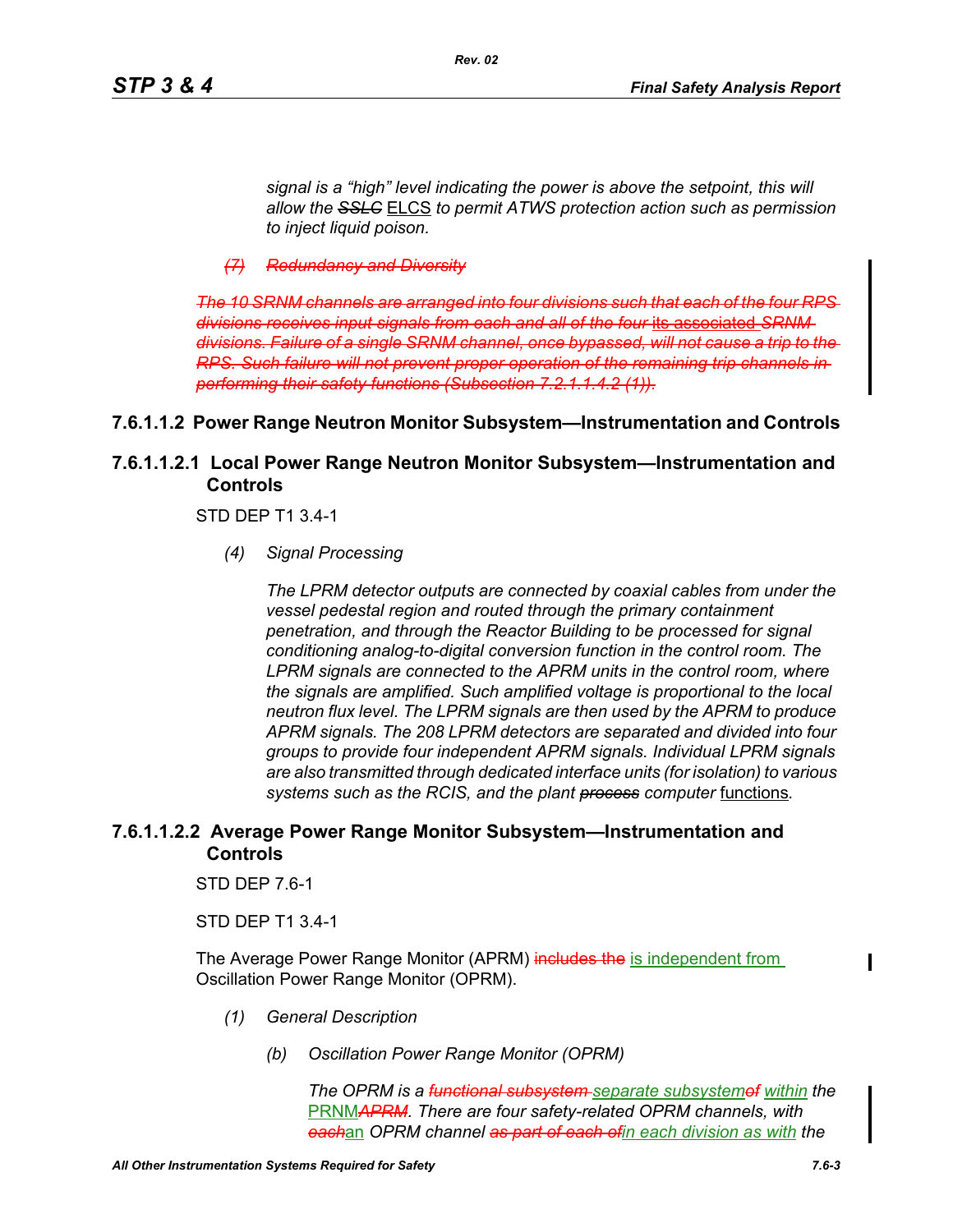*signal is a "high" level indicating the power is above the setpoint, this will allow the ~~SSLC~~ ELCS to permit ATWS protection action such as permission to inject liquid poison.*

~~*(7) Redundancy and Diversity*~~

~~*The 10 SRNM channels are arranged into four divisions such that each of the four RPS divisions receives input signals from each and all of the four its associated SRNM divisions. Failure of a single SRNM channel, once bypassed, will not cause a trip to the RPS. Such failure will not prevent proper operation of the remaining trip channels in performing their safety functions (Subsection 7.2.1.1.4.2 (1)).*~~

### 7.6.1.1.2 Power Range Neutron Monitor Subsystem—Instrumentation and Controls

#### 7.6.1.1.2.1 Local Power Range Neutron Monitor Subsystem—Instrumentation and Controls

STD DEP T1 3.4-1

*(4) Signal Processing*

*The LPRM detector outputs are connected by coaxial cables from under the vessel pedestal region and routed through the primary containment penetration, and through the Reactor Building to be processed for signal conditioning analog-to-digital conversion function in the control room. The LPRM signals are connected to the APRM units in the control room, where the signals are amplified. Such amplified voltage is proportional to the local neutron flux level. The LPRM signals are then used by the APRM to produce APRM signals. The 208 LPRM detectors are separated and divided into four groups to provide four independent APRM signals. Individual LPRM signals are also transmitted through dedicated interface units (for isolation) to various systems such as the RCIS, and the plant ~~process~~ computer* functions*.*

#### 7.6.1.1.2.2 Average Power Range Monitor Subsystem—Instrumentation and Controls

STD DEP 7.6-1

STD DEP T1 3.4-1

The Average Power Range Monitor (APRM) ~~includes the~~ is independent from Oscillation Power Range Monitor (OPRM).

*(1) General Description*

*(b) Oscillation Power Range Monitor (OPRM)*

*The OPRM is a ~~functional subsystem~~ separate subsystem~~of~~ within the* PRNM~~*APRM*~~*. There are four safety-related OPRM channels, with ~~each~~*an *OPRM channel ~~as part of each of~~ in each division as with the*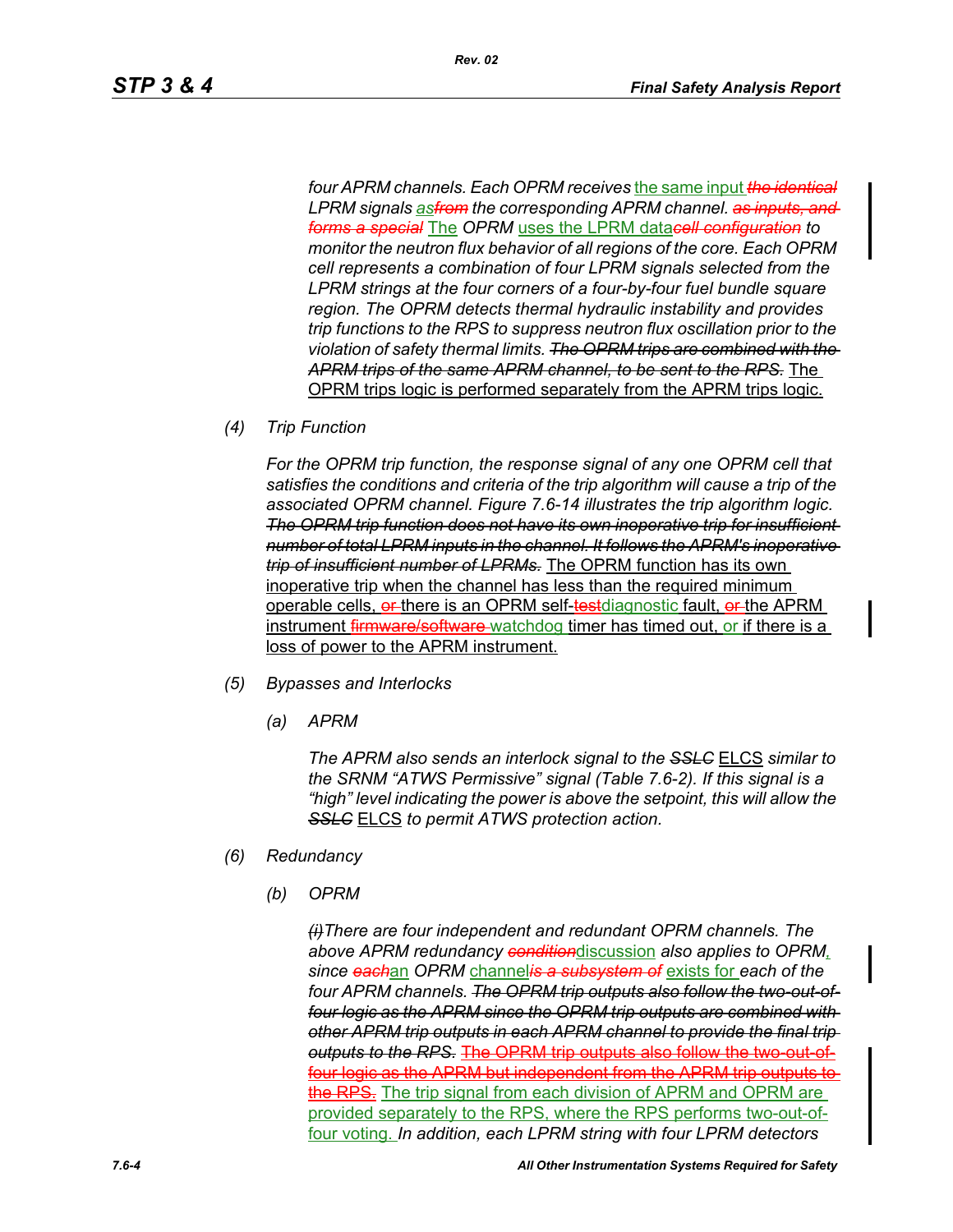*four APRM channels. Each OPRM receives* the same input ~~*the identical*~~ *LPRM signals* as~~*from*~~ *the corresponding APRM channel.* ~~*as inputs, and forms a special*~~ The *OPRM* uses the LPRM data~~*cell configuration*~~ *to monitor the neutron flux behavior of all regions of the core. Each OPRM cell represents a combination of four LPRM signals selected from the LPRM strings at the four corners of a four-by-four fuel bundle square region. The OPRM detects thermal hydraulic instability and provides trip functions to the RPS to suppress neutron flux oscillation prior to the violation of safety thermal limits.* ~~*The OPRM trips are combined with the APRM trips of the same APRM channel, to be sent to the RPS.*~~ The OPRM trips logic is performed separately from the APRM trips logic.

*(4) Trip Function*

*For the OPRM trip function, the response signal of any one OPRM cell that satisfies the conditions and criteria of the trip algorithm will cause a trip of the associated OPRM channel. Figure 7.6-14 illustrates the trip algorithm logic.* ~~*The OPRM trip function does not have its own inoperative trip for insufficient number of total LPRM inputs in the channel. It follows the APRM's inoperative trip of insufficient number of LPRMs.*~~ The OPRM function has its own inoperative trip when the channel has less than the required minimum operable cells, ~~or~~ there is an OPRM self-~~test~~diagnostic fault, ~~or~~ the APRM instrument ~~firmware/software~~ watchdog timer has timed out, or if there is a loss of power to the APRM instrument.

*(5) Bypasses and Interlocks*

*(a) APRM*

*The APRM also sends an interlock signal to the* ~~*SSLC*~~ ELCS *similar to the SRNM "ATWS Permissive" signal (Table 7.6-2). If this signal is a "high" level indicating the power is above the setpoint, this will allow the* ~~*SSLC*~~ ELCS *to permit ATWS protection action.*

*(6) Redundancy*

*(b) OPRM*

~~*(i)*~~*There are four independent and redundant OPRM channels. The above APRM redundancy* ~~*condition*~~discussion *also applies to OPRM*, *since* ~~*each*~~an *OPRM* channel~~*is a subsystem of*~~ exists for *each of the four APRM channels.* ~~*The OPRM trip outputs also follow the two-out-of-four logic as the APRM since the OPRM trip outputs are combined with other APRM trip outputs in each APRM channel to provide the final trip outputs to the RPS.*~~ ~~The OPRM trip outputs also follow the two-out-of-four logic as the APRM but independent from the APRM trip outputs to the RPS.~~ The trip signal from each division of APRM and OPRM are provided separately to the RPS, where the RPS performs two-out-of-four voting. *In addition, each LPRM string with four LPRM detectors*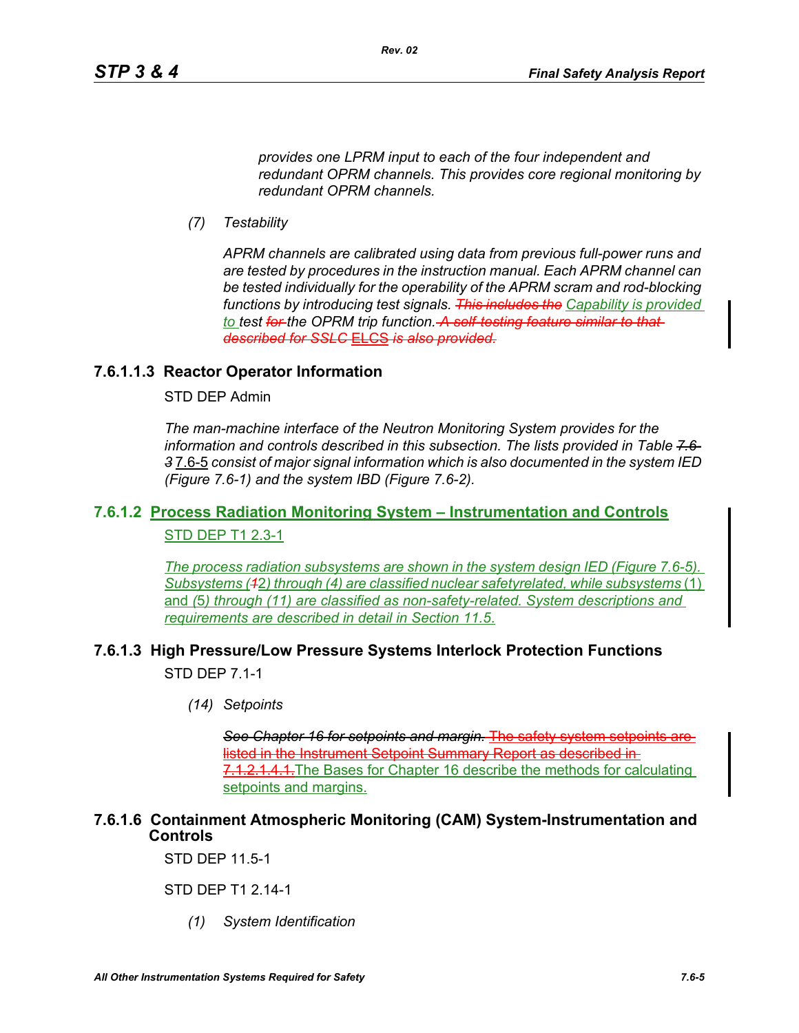*provides one LPRM input to each of the four independent and redundant OPRM channels. This provides core regional monitoring by redundant OPRM channels.*

*(7) Testability*

*APRM channels are calibrated using data from previous full-power runs and are tested by procedures in the instruction manual. Each APRM channel can be tested individually for the operability of the APRM scram and rod-blocking functions by introducing test signals. ~~This includes the~~ Capability is provided to test ~~for~~ the OPRM trip function. ~~A self-testing feature similar to that described for SSLC ELCS is also provided.~~*

### 7.6.1.1.3 Reactor Operator Information

STD DEP Admin

*The man-machine interface of the Neutron Monitoring System provides for the information and controls described in this subsection. The lists provided in Table ~~7.6-3~~ 7.6-5 consist of major signal information which is also documented in the system IED (Figure 7.6-1) and the system IBD (Figure 7.6-2).*

## 7.6.1.2 Process Radiation Monitoring System – Instrumentation and Controls

STD DEP T1 2.3-1

*The process radiation subsystems are shown in the system design IED (Figure 7.6-5). Subsystems (~~1~~2) through (4) are classified nuclear safetyrelated, while subsystems (1) and (5) through (11) are classified as non-safety-related. System descriptions and requirements are described in detail in Section 11.5.*

## 7.6.1.3 High Pressure/Low Pressure Systems Interlock Protection Functions

STD DEP 7.1-1

*(14) Setpoints*

~~*See Chapter 16 for setpoints and margin.* The safety system setpoints are listed in the Instrument Setpoint Summary Report as described in 7.1.2.1.4.1.~~The Bases for Chapter 16 describe the methods for calculating setpoints and margins.

## 7.6.1.6 Containment Atmospheric Monitoring (CAM) System-Instrumentation and Controls

STD DEP 11.5-1

STD DEP T1 2.14-1

*(1) System Identification*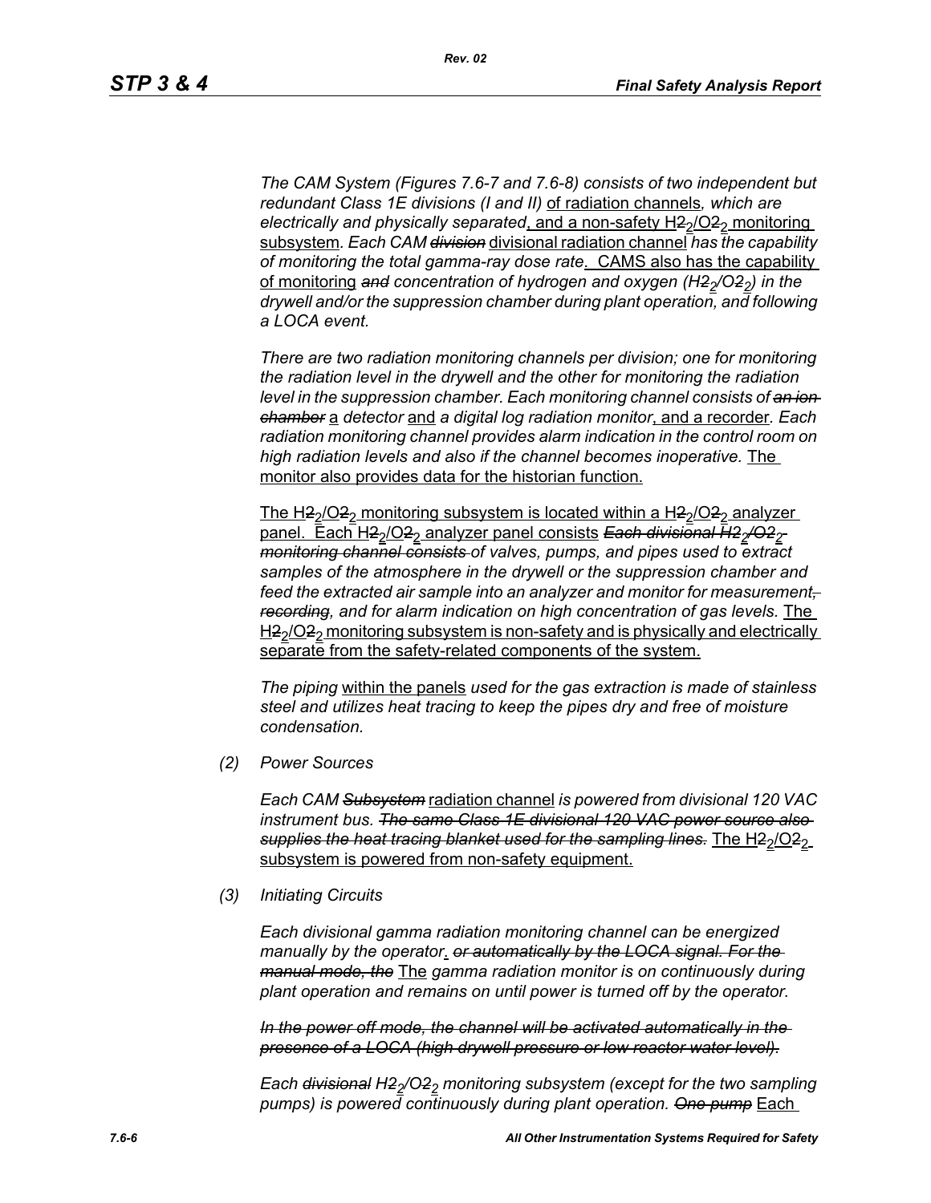*The CAM System (Figures 7.6-7 and 7.6-8) consists of two independent but redundant Class 1E divisions (I and II)* of radiation channels*, which are electrically and physically separated*, and a non-safety $H_2/O_2$ monitoring subsystem*. Each CAM ~~division~~* divisional radiation channel *has the capability of monitoring the total gamma-ray dose rate*. CAMS also has the capability of monitoring *~~and~~ concentration of hydrogen and oxygen ($H_2/O_2$) in the drywell and/or the suppression chamber during plant operation, and following a LOCA event.*

*There are two radiation monitoring channels per division; one for monitoring the radiation level in the drywell and the other for monitoring the radiation level in the suppression chamber. Each monitoring channel consists of ~~an ion chamber~~* a *detector* and *a digital log radiation monitor*, and a recorder*. Each radiation monitoring channel provides alarm indication in the control room on high radiation levels and also if the channel becomes inoperative.* The monitor also provides data for the historian function.

The $H_2/O_2$ monitoring subsystem is located within a $H_2/O_2$ analyzer panel. Each $H_2/O_2$ analyzer panel consists *~~Each divisional $H_2/O_2$ monitoring channel consists~~ of valves, pumps, and pipes used to extract samples of the atmosphere in the drywell or the suppression chamber and feed the extracted air sample into an analyzer and monitor for measurement~~, recording~~, and for alarm indication on high concentration of gas levels.* The $H_2/O_2$ monitoring subsystem is non-safety and is physically and electrically separate from the safety-related components of the system.

*The piping* within the panels *used for the gas extraction is made of stainless steel and utilizes heat tracing to keep the pipes dry and free of moisture condensation.*

*(2) Power Sources*

*Each CAM ~~Subsystem~~* radiation channel *is powered from divisional 120 VAC instrument bus. ~~The same Class 1E divisional 120 VAC power source also supplies the heat tracing blanket used for the sampling lines.~~* The $H_2/O_2$ subsystem is powered from non-safety equipment.

*(3) Initiating Circuits*

*Each divisional gamma radiation monitoring channel can be energized manually by the operator*. *~~or automatically by the LOCA signal. For the manual mode, the~~* The *gamma radiation monitor is on continuously during plant operation and remains on until power is turned off by the operator.*

*~~In the power off mode, the channel will be activated automatically in the presence of a LOCA (high drywell pressure or low reactor water level).~~*

*Each ~~divisional~~ $H_2/O_2$ monitoring subsystem (except for the two sampling pumps) is powered continuously during plant operation. ~~One pump~~* Each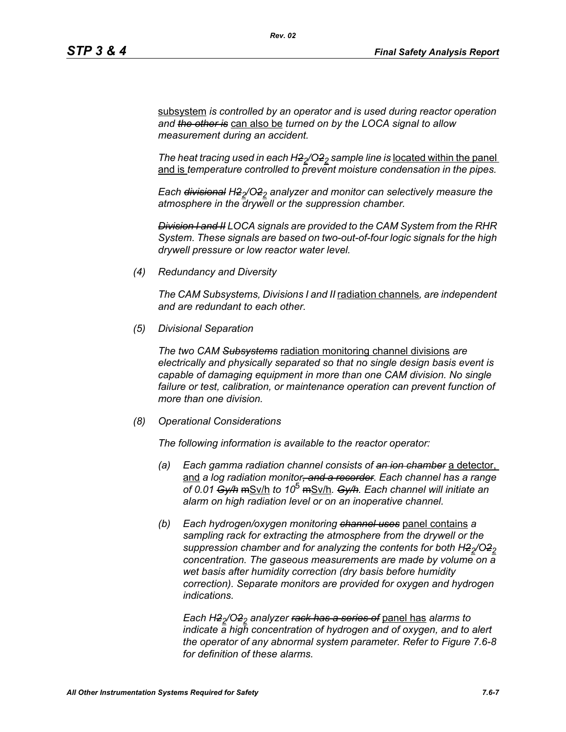subsystem *is controlled by an operator and is used during reactor operation and* ~~*the other is*~~ can also be *turned on by the LOCA signal to allow measurement during an accident.*

*The heat tracing used in each* $H\sout{2}_2/O\sout{2}_2$ *sample line is* located within the panel and is *temperature controlled to prevent moisture condensation in the pipes.*

*Each* ~~*divisional*~~ $H\sout{2}_2/O\sout{2}_2$ *analyzer and monitor can selectively measure the atmosphere in the drywell or the suppression chamber.*

~~*Division I and II*~~ *LOCA signals are provided to the CAM System from the RHR System. These signals are based on two-out-of-four logic signals for the high drywell pressure or low reactor water level.*

*(4) Redundancy and Diversity*

*The CAM Subsystems, Divisions I and II* radiation channels*, are independent and are redundant to each other.*

*(5) Divisional Separation*

*The two CAM* ~~*Subsystems*~~ radiation monitoring channel divisions *are electrically and physically separated so that no single design basis event is capable of damaging equipment in more than one CAM division. No single failure or test, calibration, or maintenance operation can prevent function of more than one division.*

*(8) Operational Considerations*

*The following information is available to the reactor operator:*

*(a) Each gamma radiation channel consists of* ~~*an ion chamber*~~ a detector, and *a log radiation monitor*~~*, and a recorder*~~*. Each channel has a range of 0.01* ~~*Gy/h*~~ ~~m~~Sv/h *to* $10^5$ ~~m~~Sv/h*.* ~~*Gy/h*~~*. Each channel will initiate an alarm on high radiation level or on an inoperative channel.*

*(b) Each hydrogen/oxygen monitoring* ~~*channel uses*~~ panel contains *a sampling rack for extracting the atmosphere from the drywell or the suppression chamber and for analyzing the contents for both* $H\sout{2}_2/O\sout{2}_2$ *concentration. The gaseous measurements are made by volume on a wet basis after humidity correction (dry basis before humidity correction). Separate monitors are provided for oxygen and hydrogen indications.*

*Each* $H\sout{2}_2/O\sout{2}_2$ *analyzer* ~~*rack has a series of*~~ panel has *alarms to indicate a high concentration of hydrogen and of oxygen, and to alert the operator of any abnormal system parameter. Refer to Figure 7.6-8 for definition of these alarms.*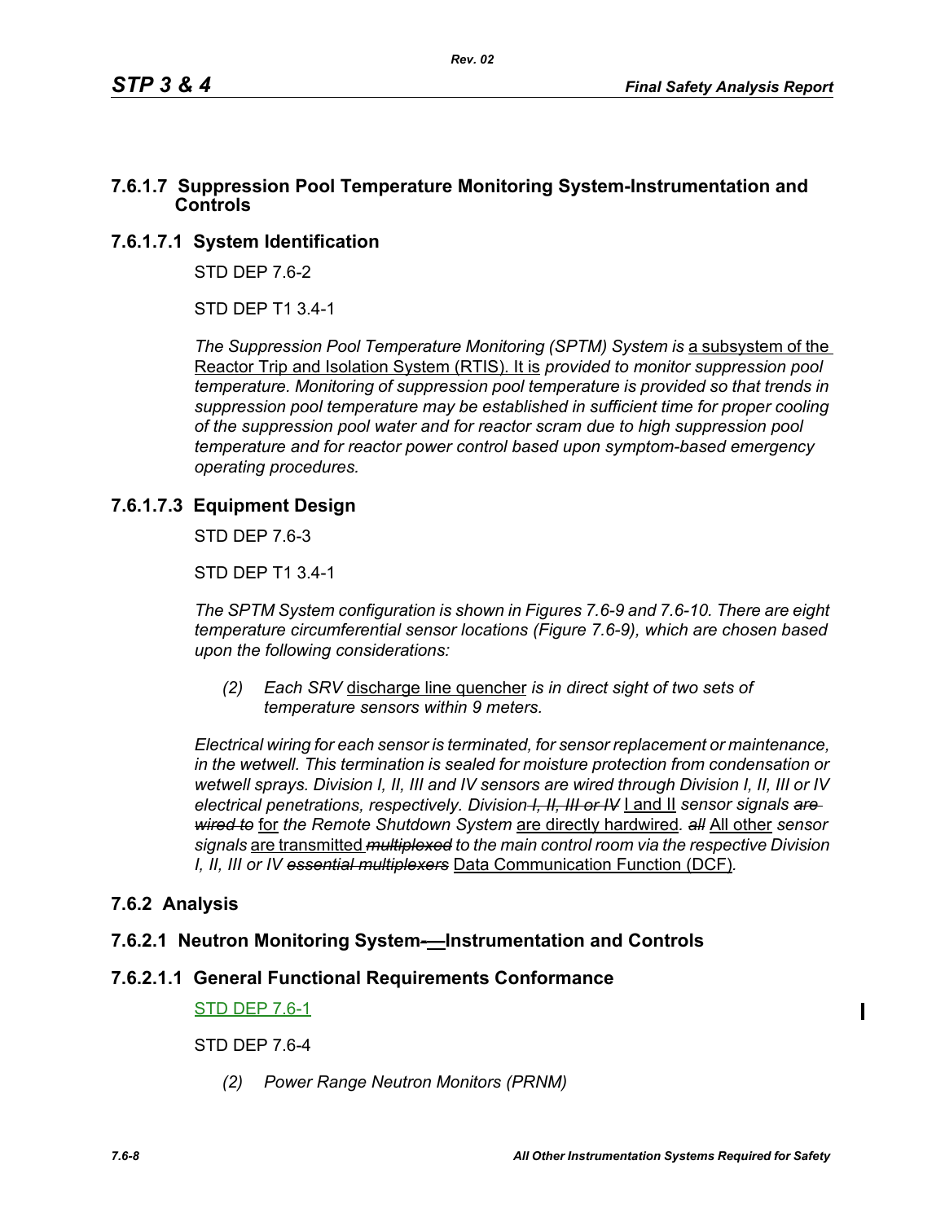### 7.6.1.7 Suppression Pool Temperature Monitoring System-Instrumentation and Controls

#### 7.6.1.7.1 System Identification

STD DEP 7.6-2

STD DEP T1 3.4-1

*The Suppression Pool Temperature Monitoring (SPTM) System is* a subsystem of the Reactor Trip and Isolation System (RTIS). It is *provided to monitor suppression pool temperature. Monitoring of suppression pool temperature is provided so that trends in suppression pool temperature may be established in sufficient time for proper cooling of the suppression pool water and for reactor scram due to high suppression pool temperature and for reactor power control based upon symptom-based emergency operating procedures.*

#### 7.6.1.7.3 Equipment Design

STD DEP 7.6-3

STD DEP T1 3.4-1

*The SPTM System configuration is shown in Figures 7.6-9 and 7.6-10. There are eight temperature circumferential sensor locations (Figure 7.6-9), which are chosen based upon the following considerations:*

*(2) Each SRV* discharge line quencher *is in direct sight of two sets of temperature sensors within 9 meters.*

*Electrical wiring for each sensor is terminated, for sensor replacement or maintenance, in the wetwell. This termination is sealed for moisture protection from condensation or wetwell sprays. Division I, II, III and IV sensors are wired through Division I, II, III or IV electrical penetrations, respectively. Division ~~I, II, III or IV~~* I and II *sensor signals ~~are wired to~~* for *the Remote Shutdown System* are directly hardwired*. ~~all~~* All other *sensor signals* are transmitted *~~multiplexed~~ to the main control room via the respective Division I, II, III or IV ~~essential multiplexers~~* Data Communication Function (DCF)*.*

### 7.6.2 Analysis

#### 7.6.2.1 Neutron Monitoring System—Instrumentation and Controls

#### 7.6.2.1.1 General Functional Requirements Conformance

STD DEP 7.6-1

STD DEP 7.6-4

*(2) Power Range Neutron Monitors (PRNM)*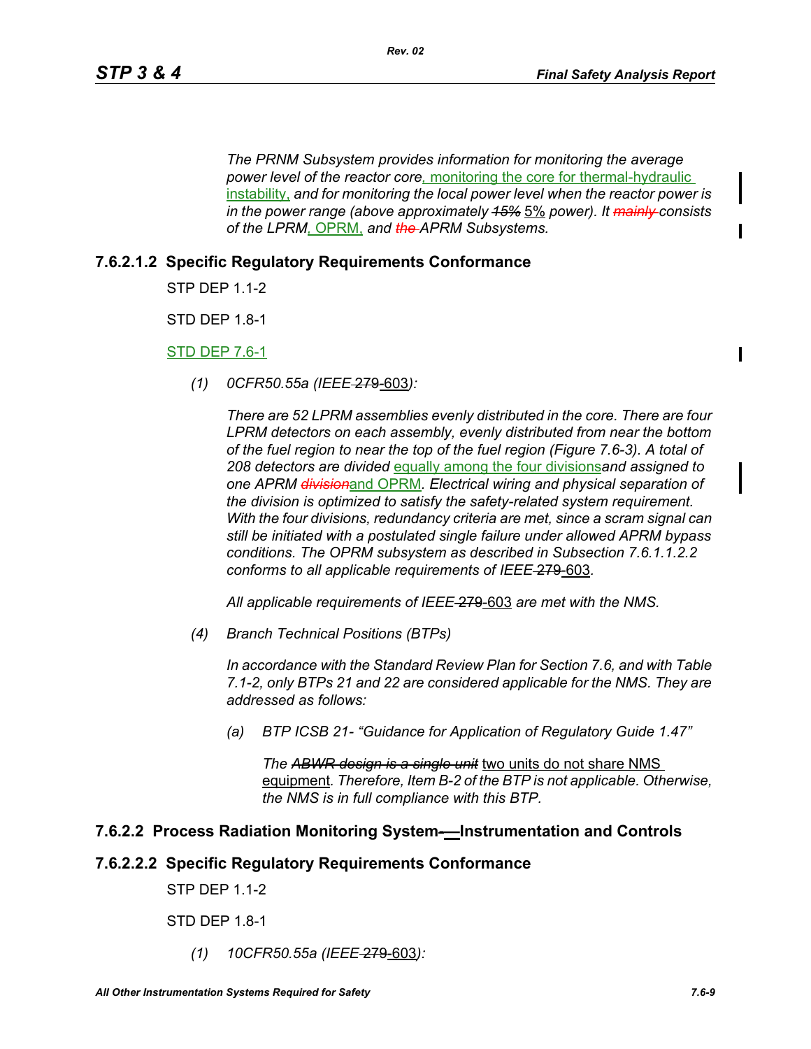*The PRNM Subsystem provides information for monitoring the average power level of the reactor core*, monitoring the core for thermal-hydraulic instability, *and for monitoring the local power level when the reactor power is in the power range (above approximately* ~~*15%*~~ 5% *power). It* ~~*mainly*~~ *consists of the LPRM*, OPRM, *and* ~~*the*~~ *APRM Subsystems.*

### 7.6.2.1.2 Specific Regulatory Requirements Conformance

STP DEP 1.1-2

STD DEP 1.8-1

STD DEP 7.6-1

*(1) 0CFR50.55a (IEEE* ~~279~~ 603*):*

*There are 52 LPRM assemblies evenly distributed in the core. There are four LPRM detectors on each assembly, evenly distributed from near the bottom of the fuel region to near the top of the fuel region (Figure 7.6-3). A total of 208 detectors are divided* equally among the four divisions*and assigned to one APRM* ~~*division*~~and OPRM*. Electrical wiring and physical separation of the division is optimized to satisfy the safety-related system requirement. With the four divisions, redundancy criteria are met, since a scram signal can still be initiated with a postulated single failure under allowed APRM bypass conditions. The OPRM subsystem as described in Subsection 7.6.1.1.2.2 conforms to all applicable requirements of IEEE* ~~279~~ 603*.*

*All applicable requirements of IEEE* ~~279~~ 603 *are met with the NMS.*

*(4) Branch Technical Positions (BTPs)*

*In accordance with the Standard Review Plan for Section 7.6, and with Table 7.1-2, only BTPs 21 and 22 are considered applicable for the NMS. They are addressed as follows:*

*(a) BTP ICSB 21- "Guidance for Application of Regulatory Guide 1.47"*

*The* ~~*ABWR design is a single unit*~~ two units do not share NMS equipment*. Therefore, Item B-2 of the BTP is not applicable. Otherwise, the NMS is in full compliance with this BTP.*

### 7.6.2.2 Process Radiation Monitoring System—Instrumentation and Controls

### 7.6.2.2.2 Specific Regulatory Requirements Conformance

STP DEP 1.1-2

STD DEP 1.8-1

*(1) 10CFR50.55a (IEEE* ~~279~~ 603*):*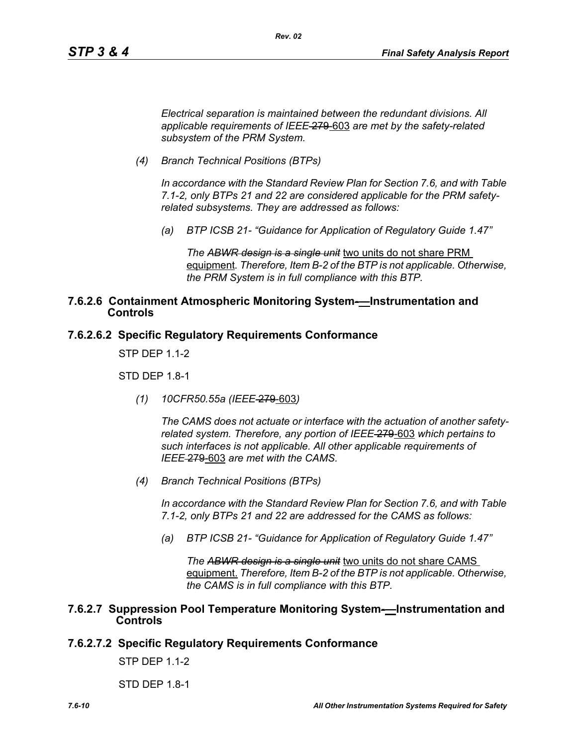*Electrical separation is maintained between the redundant divisions. All applicable requirements of IEEE ~~279~~ 603 are met by the safety-related subsystem of the PRM System.*

*(4) Branch Technical Positions (BTPs)*

*In accordance with the Standard Review Plan for Section 7.6, and with Table 7.1-2, only BTPs 21 and 22 are considered applicable for the PRM safety-related subsystems. They are addressed as follows:*

*(a) BTP ICSB 21- "Guidance for Application of Regulatory Guide 1.47"*

*The ~~ABWR design is a single unit~~* two units do not share PRM equipment*. Therefore, Item B-2 of the BTP is not applicable. Otherwise, the PRM System is in full compliance with this BTP.*

### 7.6.2.6 Containment Atmospheric Monitoring System—Instrumentation and Controls

### 7.6.2.6.2 Specific Regulatory Requirements Conformance

STP DEP 1.1-2

STD DEP 1.8-1

*(1) 10CFR50.55a (IEEE ~~279~~ 603)*

*The CAMS does not actuate or interface with the actuation of another safety-related system. Therefore, any portion of IEEE ~~279~~ 603 which pertains to such interfaces is not applicable. All other applicable requirements of IEEE ~~279~~ 603 are met with the CAMS.*

*(4) Branch Technical Positions (BTPs)*

*In accordance with the Standard Review Plan for Section 7.6, and with Table 7.1-2, only BTPs 21 and 22 are addressed for the CAMS as follows:*

*(a) BTP ICSB 21- "Guidance for Application of Regulatory Guide 1.47"*

*The ~~ABWR design is a single unit~~* two units do not share CAMS equipment. *Therefore, Item B-2 of the BTP is not applicable. Otherwise, the CAMS is in full compliance with this BTP.*

### 7.6.2.7 Suppression Pool Temperature Monitoring System—Instrumentation and Controls

### 7.6.2.7.2 Specific Regulatory Requirements Conformance

STP DEP 1.1-2

STD DEP 1.8-1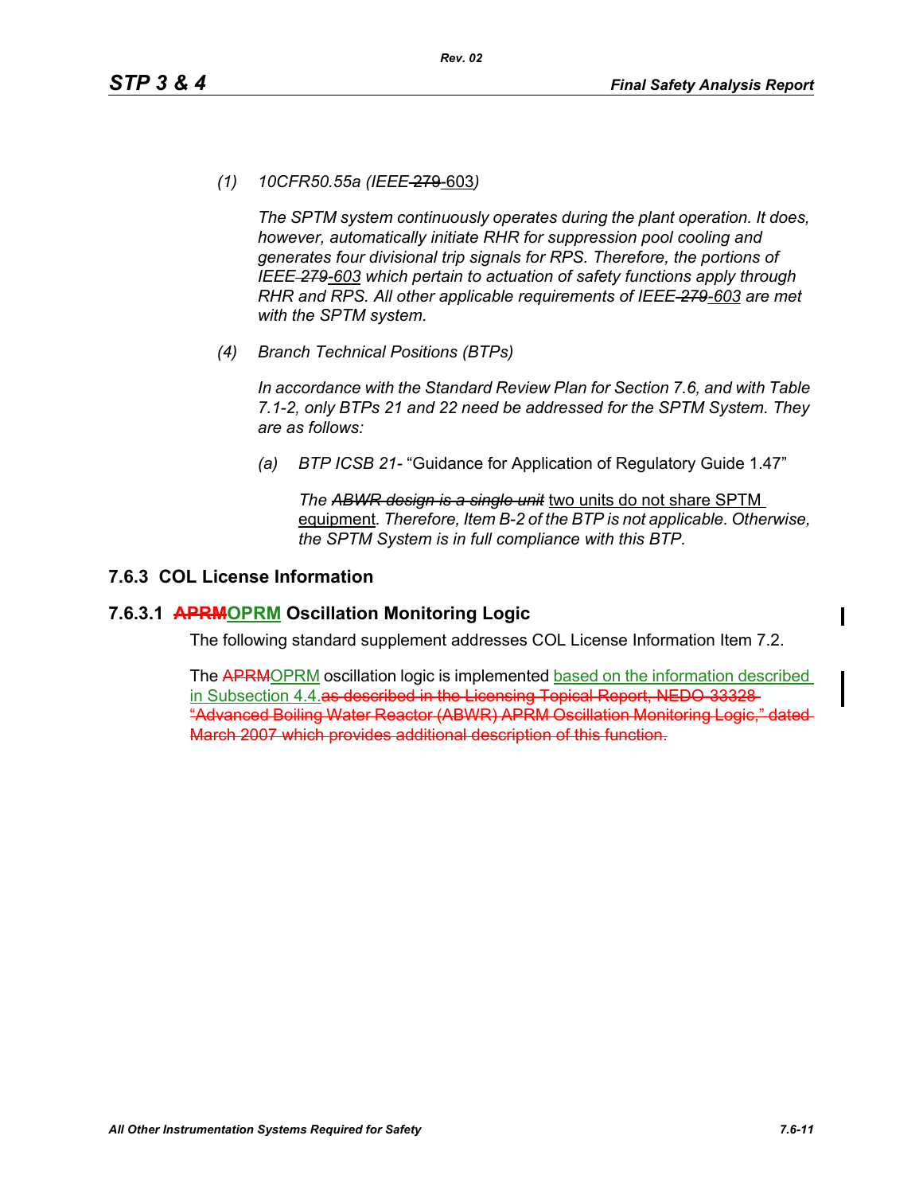*(1) 10CFR50.55a (IEEE ~~279~~ 603)*

*The SPTM system continuously operates during the plant operation. It does, however, automatically initiate RHR for suppression pool cooling and generates four divisional trip signals for RPS. Therefore, the portions of IEEE ~~279~~ 603 which pertain to actuation of safety functions apply through RHR and RPS. All other applicable requirements of IEEE ~~279~~ 603 are met with the SPTM system.*

*(4) Branch Technical Positions (BTPs)*

*In accordance with the Standard Review Plan for Section 7.6, and with Table 7.1-2, only BTPs 21 and 22 need be addressed for the SPTM System. They are as follows:*

*(a) BTP ICSB 21-* "Guidance for Application of Regulatory Guide 1.47"

*The ~~ABWR design is a single unit~~* two units do not share SPTM equipment*. Therefore, Item B-2 of the BTP is not applicable. Otherwise, the SPTM System is in full compliance with this BTP.*

## 7.6.3 COL License Information

### 7.6.3.1 ~~APRM~~ OPRM Oscillation Monitoring Logic

The following standard supplement addresses COL License Information Item 7.2.

The ~~APRM~~ OPRM oscillation logic is implemented based on the information described in Subsection 4.4. ~~as described in the Licensing Topical Report, NEDO-33328 "Advanced Boiling Water Reactor (ABWR) APRM Oscillation Monitoring Logic," dated March 2007 which provides additional description of this function.~~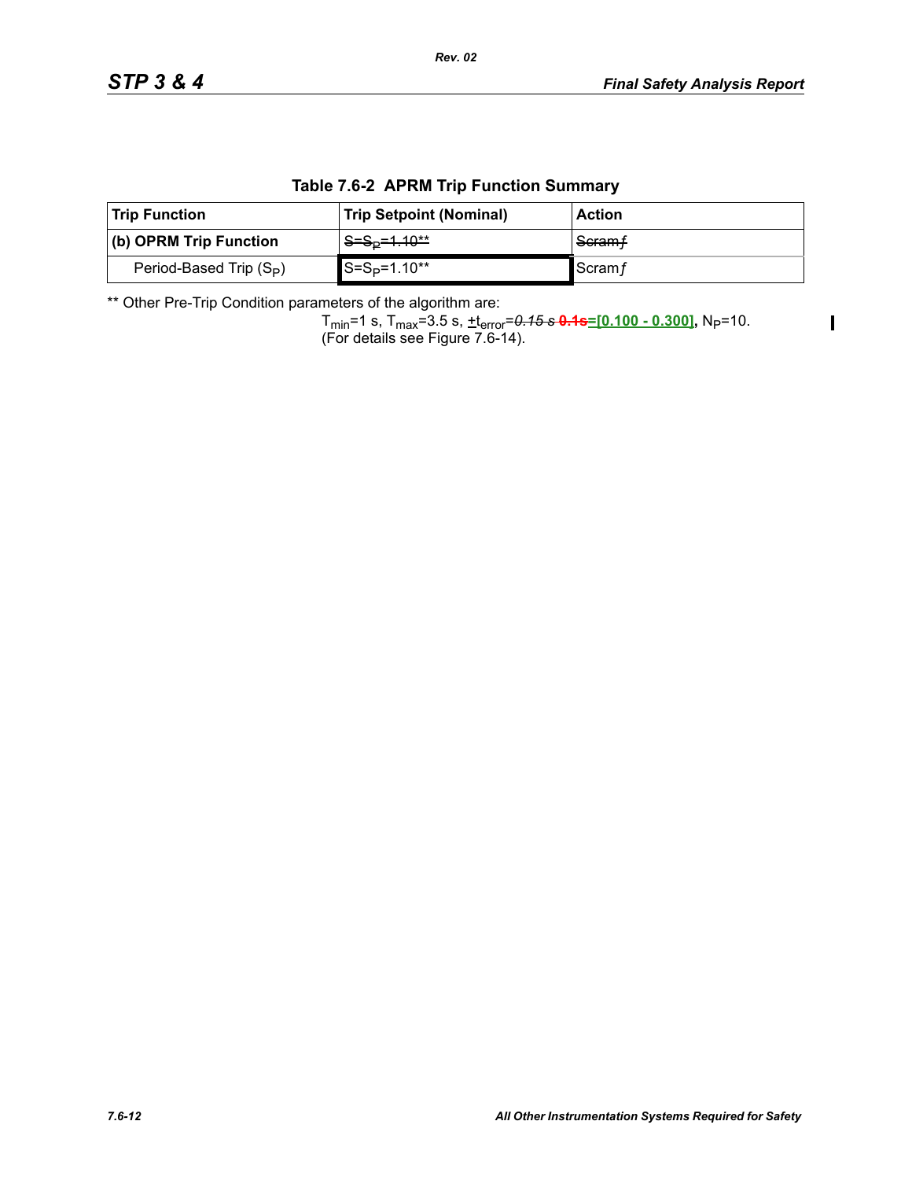**Table 7.6-2 APRM Trip Function Summary**

| Trip Function | Trip Setpoint (Nominal) | Action |
|---|---|---|
| **(b) OPRM Trip Function** | ~~$S=S_P=1.10$**~~ | ~~Scram *f*~~ |
| Period-Based Trip ($S_P$) | $S=S_P=1.10$** | Scram *f* |

** Other Pre-Trip Condition parameters of the algorithm are:

$T_{min}$=1 s, $T_{max}$=3.5 s, $\pm t_{error}$=*0.15 s* ~~**0.1s**~~**=[0.100 - 0.300],** $N_P$=10.
(For details see Figure 7.6-14).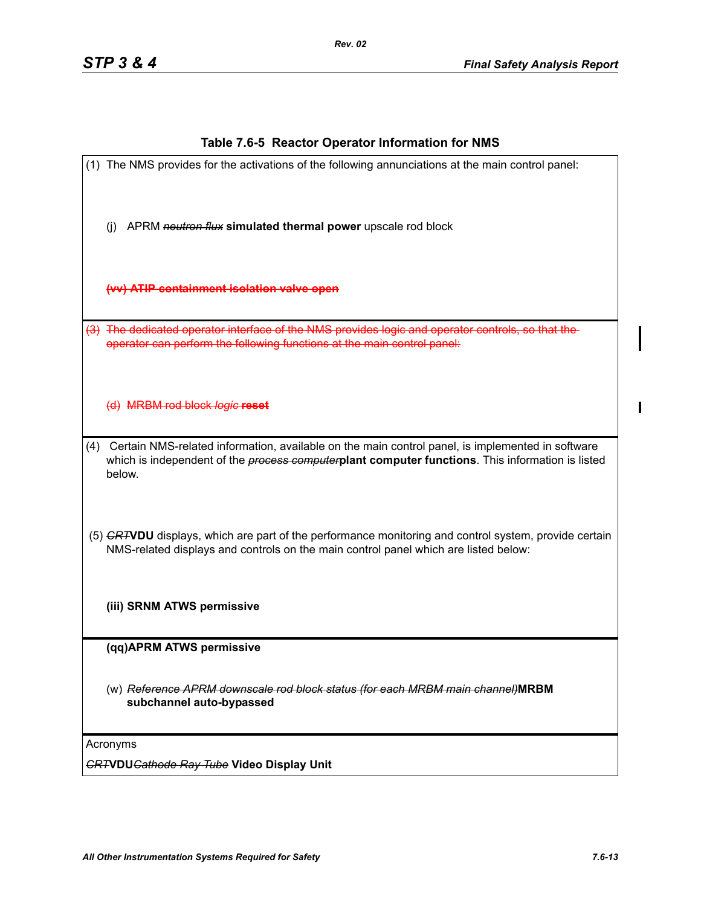## Table 7.6-5 Reactor Operator Information for NMS

(1) The NMS provides for the activations of the following annunciations at the main control panel:

(j) APRM ~~*neutron flux*~~ **simulated thermal power** upscale rod block

~~**(vv) ATIP containment isolation valve open**~~

~~(3) The dedicated operator interface of the NMS provides logic and operator controls, so that the operator can perform the following functions at the main control panel:~~

~~(d) MRBM rod block *logic* **reset**~~

(4) Certain NMS-related information, available on the main control panel, is implemented in software which is independent of the ~~*process computer*~~**plant computer functions**. This information is listed below.

(5) ~~*CRT*~~**VDU** displays, which are part of the performance monitoring and control system, provide certain NMS-related displays and controls on the main control panel which are listed below:

**(iii) SRNM ATWS permissive**

**(qq)APRM ATWS permissive**

(w) ~~*Reference APRM downscale rod block status (for each MRBM main channel)*~~**MRBM subchannel auto-bypassed**

Acronyms

~~*CRT*~~**VDU**~~*Cathode Ray Tube*~~ **Video Display Unit**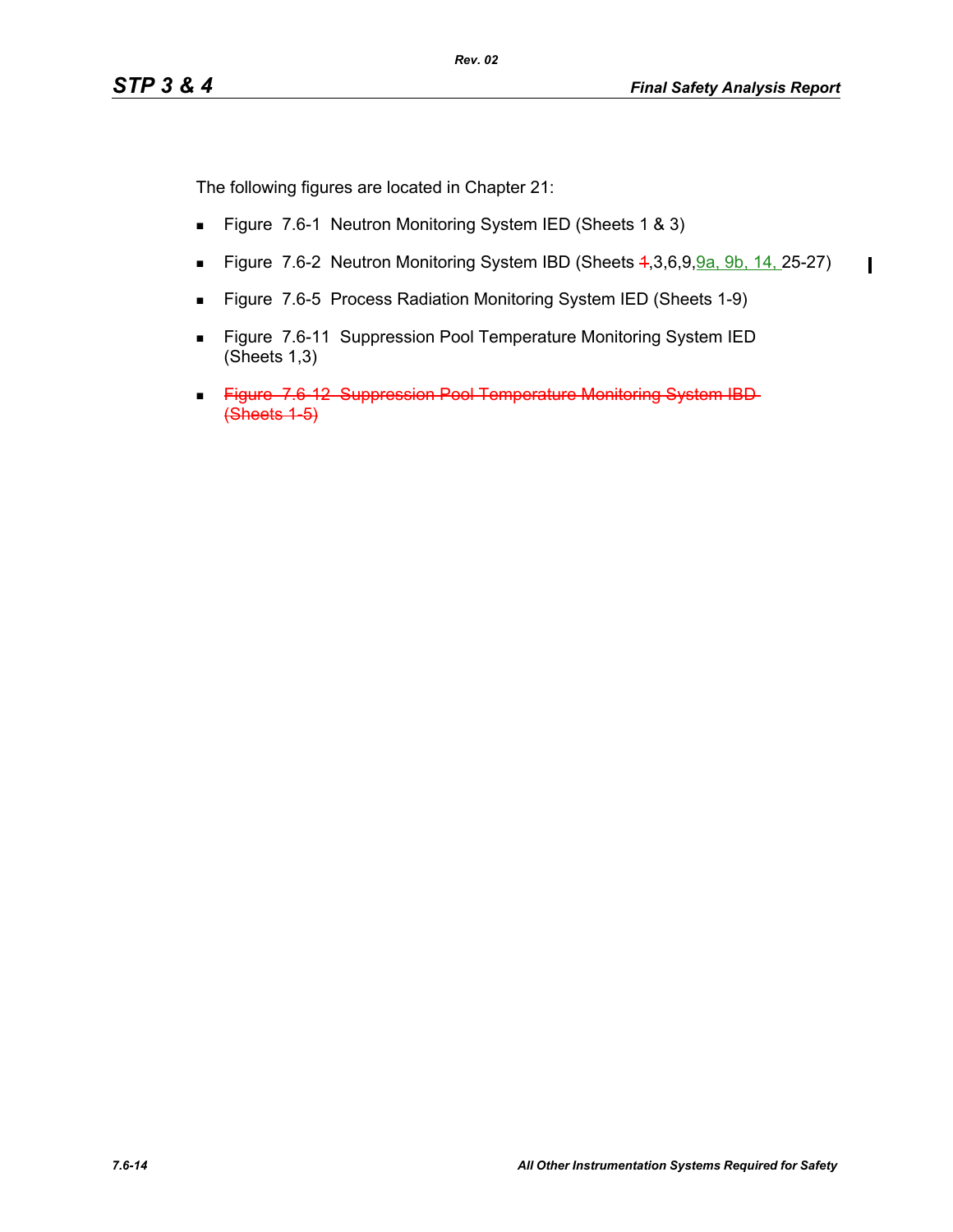The following figures are located in Chapter 21:

- Figure 7.6-1 Neutron Monitoring System IED (Sheets 1 & 3)
- Figure 7.6-2 Neutron Monitoring System IBD (Sheets ~~1~~,3,6,9,9a, 9b, 14, 25-27)
- Figure 7.6-5 Process Radiation Monitoring System IED (Sheets 1-9)
- Figure 7.6-11 Suppression Pool Temperature Monitoring System IED (Sheets 1,3)
- ~~Figure 7.6-12 Suppression Pool Temperature Monitoring System IBD (Sheets 1-5)~~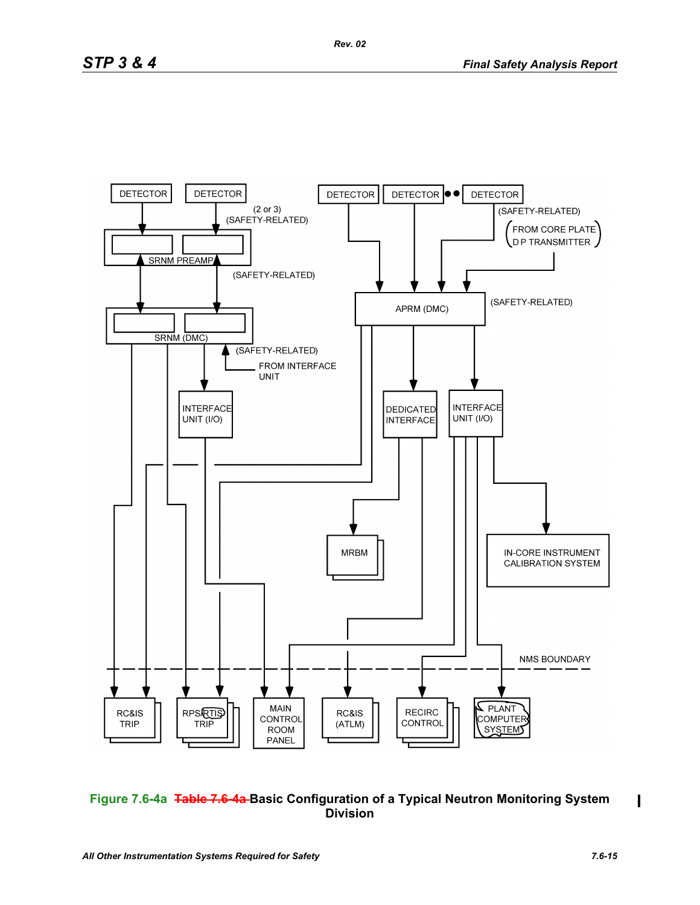**Figure 7.6-4a** ~~Table 7.6-4a~~ **Basic Configuration of a Typical Neutron Monitoring System Division**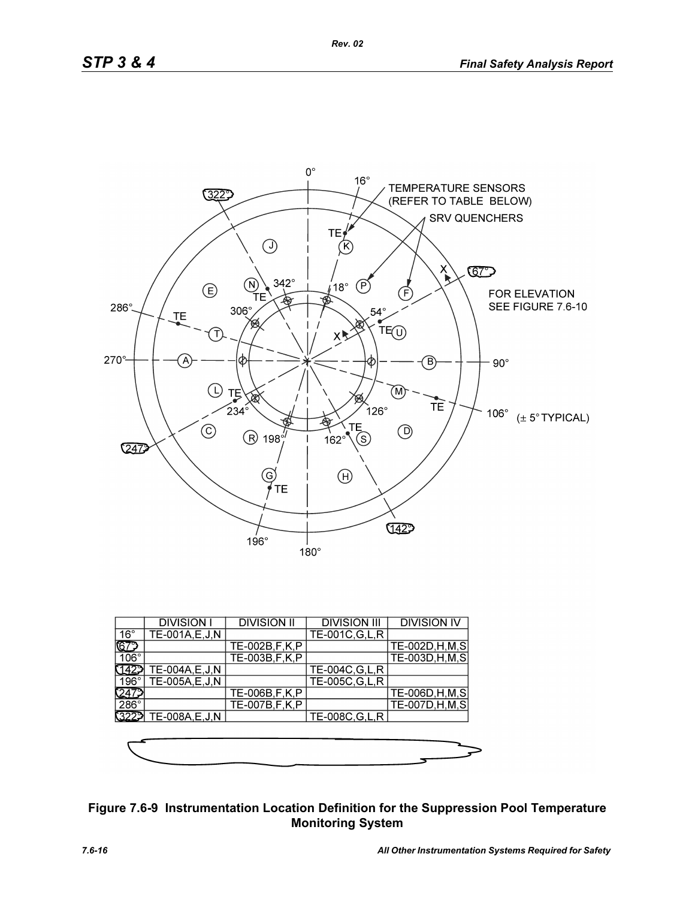| | DIVISION I | DIVISION II | DIVISION III | DIVISION IV |
|---|---|---|---|---|
| 16° | TE-001A,E,J,N | | TE-001C,G,L,R | |
| 67° | | TE-002B,F,K,P | | TE-002D,H,M,S |
| 106° | | TE-003B,F,K,P | | TE-003D,H,M,S |
| 142° | TE-004A,E,J,N | | TE-004C,G,L,R | |
| 196° | TE-005A,E,J,N | | TE-005C,G,L,R | |
| 247° | | TE-006B,F,K,P | | TE-006D,H,M,S |
| 286° | | TE-007B,F,K,P | | TE-007D,H,M,S |
| 322° | TE-008A,E,J,N | | TE-008C,G,L,R | |

**Figure 7.6-9 Instrumentation Location Definition for the Suppression Pool Temperature Monitoring System**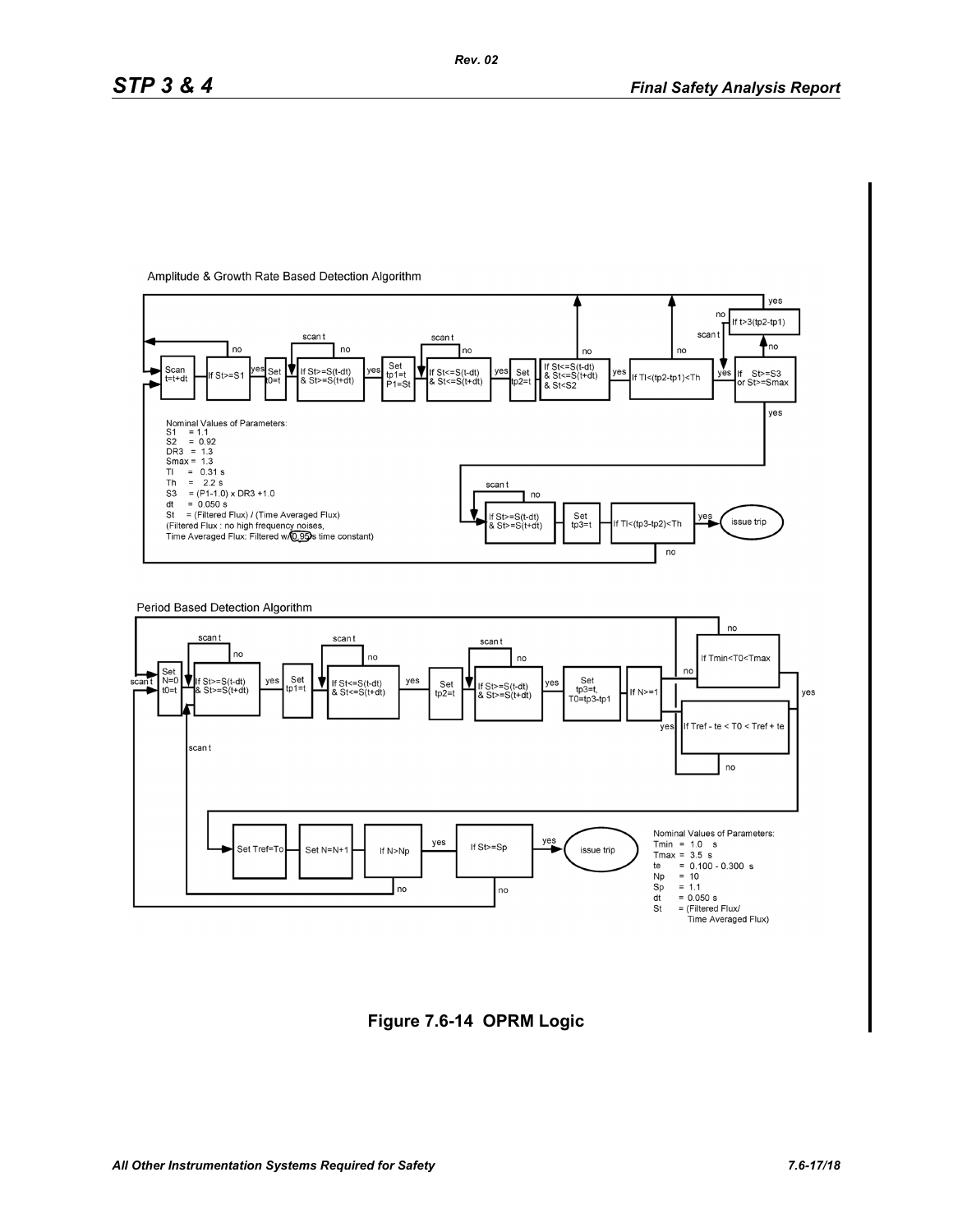Amplitude & Growth Rate Based Detection Algorithm

Scan t=t+dt

If St>=S1

yes

no

Set t0=t

If St>=S(t-dt) & St>=S(t+dt)

scan t

no

yes

Set tp1=t P1=St

If St<=S(t-dt) & St<=S(t+dt)

scan t

no

yes

Set tp2=t

If St<=S(t-dt) & St<=S(t+dt) & St<S2

no

yes

If Tl<(tp2-tp1)<Th

no

yes

If St>=S3 or St>=Smax

no

scan t

If t>3(tp2-tp1)

yes

no

yes

If St>=S(t-dt) & St>=S(t+dt)

scan t

no

Set tp3=t

If Tl<(tp3-tp2)<Th

yes

issue trip

no

Nominal Values of Parameters:
S1 = 1.1
S2 = 0.92
DR3 = 1.3
Smax = 1.3
Tl = 0.31 s
Th = 2.2 s
S3 = (P1-1.0) x DR3 +1.0
dt = 0.050 s
St = (Filtered Flux) / (Time Averaged Flux)
(Filtered Flux : no high frequency noises,
Time Averaged Flux: Filtered w/ 0.95 s time constant)

Period Based Detection Algorithm

scan t

Set N=0 t0=t

If St>=S(t-dt) & St>=S(t+dt)

scan t

no

yes

Set tp1=t

If St<=S(t-dt) & St<=S(t+dt)

scan t

no

yes

Set tp2=t

If St>=S(t-dt) & St>=S(t+dt)

scan t

no

yes

Set tp3=t, T0=tp3-tp1

If N>=1

no

If Tmin<T0<Tmax

no

yes

yes

If Tref - te < T0 < Tref + te

no

yes

scan t

Set Tref=To

Set N=N+1

If N>Np

no

yes

If St>=Sp

no

yes

issue trip

Nominal Values of Parameters:
Tmin = 1.0 s
Tmax = 3.5 s
te = 0.100 - 0.300 s
Np = 10
Sp = 1.1
dt = 0.050 s
St = (Filtered Flux/ Time Averaged Flux)

**Figure 7.6-14 OPRM Logic**